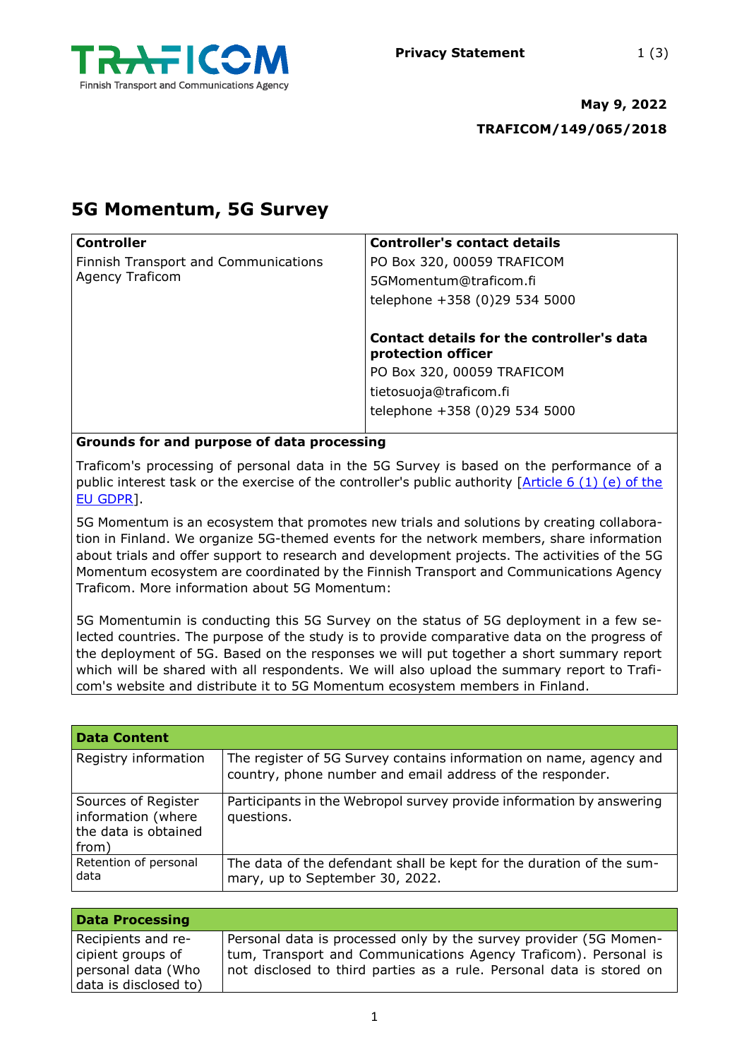Privacy Statement

May 9, 2022

TRAFICOM/149/065/2018

# 5G Momentum, 5G Survey

| **Controller** | **Controller's contact details** |
|---|---|
| Finnish Transport and Communications Agency Traficom | PO Box 320, 00059 TRAFICOM<br>5GMomentum@traficom.fi<br>telephone +358 (0)29 534 5000<br><br>**Contact details for the controller's data protection officer**<br>PO Box 320, 00059 TRAFICOM<br>tietosuoja@traficom.fi<br>telephone +358 (0)29 534 5000 |

**Grounds for and purpose of data processing**

Traficom's processing of personal data in the 5G Survey is based on the performance of a public interest task or the exercise of the controller's public authority [Article 6 (1) (e) of the EU GDPR].

5G Momentum is an ecosystem that promotes new trials and solutions by creating collaboration in Finland. We organize 5G-themed events for the network members, share information about trials and offer support to research and development projects. The activities of the 5G Momentum ecosystem are coordinated by the Finnish Transport and Communications Agency Traficom. More information about 5G Momentum:

5G Momentumin is conducting this 5G Survey on the status of 5G deployment in a few selected countries. The purpose of the study is to provide comparative data on the progress of the deployment of 5G. Based on the responses we will put together a short summary report which will be shared with all respondents. We will also upload the summary report to Traficom's website and distribute it to 5G Momentum ecosystem members in Finland.

| **Data Content** | |
|---|---|
| Registry information | The register of 5G Survey contains information on name, agency and country, phone number and email address of the responder. |
| Sources of Register information (where the data is obtained from) | Participants in the Webropol survey provide information by answering questions. |
| Retention of personal data | The data of the defendant shall be kept for the duration of the summary, up to September 30, 2022. |

| **Data Processing** | |
|---|---|
| Recipients and recipient groups of personal data (Who data is disclosed to) | Personal data is processed only by the survey provider (5G Momentum, Transport and Communications Agency Traficom). Personal is not disclosed to third parties as a rule. Personal data is stored on |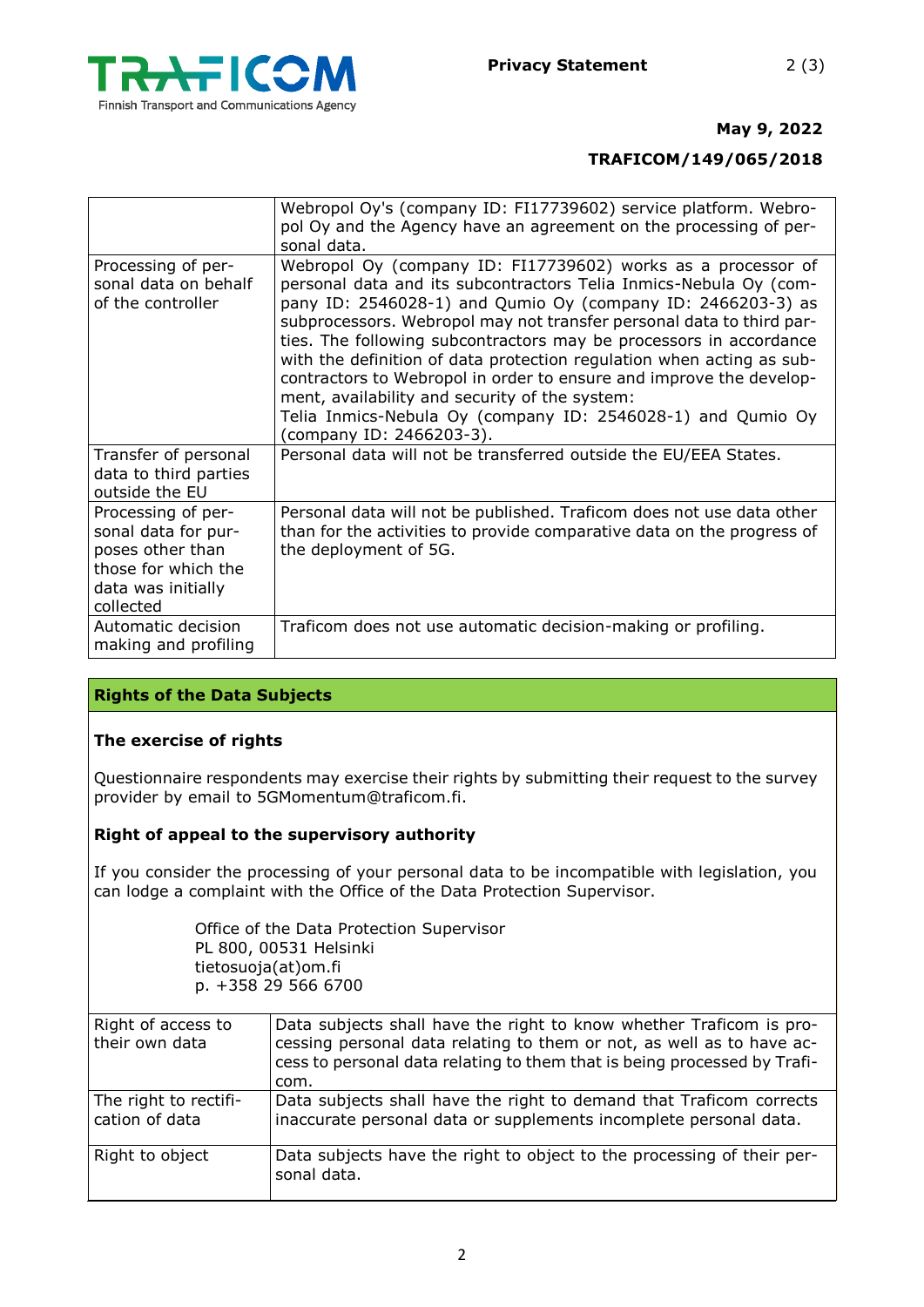| | |
|---|---|
| | Webropol Oy's (company ID: FI17739602) service platform. Webropol Oy and the Agency have an agreement on the processing of personal data. |
| Processing of personal data on behalf of the controller | Webropol Oy (company ID: FI17739602) works as a processor of personal data and its subcontractors Telia Inmics-Nebula Oy (company ID: 2546028-1) and Qumio Oy (company ID: 2466203-3) as subprocessors. Webropol may not transfer personal data to third parties. The following subcontractors may be processors in accordance with the definition of data protection regulation when acting as subcontractors to Webropol in order to ensure and improve the development, availability and security of the system:<br>Telia Inmics-Nebula Oy (company ID: 2546028-1) and Qumio Oy (company ID: 2466203-3). |
| Transfer of personal data to third parties outside the EU | Personal data will not be transferred outside the EU/EEA States. |
| Processing of personal data for purposes other than those for which the data was initially collected | Personal data will not be published. Traficom does not use data other than for the activities to provide comparative data on the progress of the deployment of 5G. |
| Automatic decision making and profiling | Traficom does not use automatic decision-making or profiling. |

## Rights of the Data Subjects

### The exercise of rights

Questionnaire respondents may exercise their rights by submitting their request to the survey provider by email to 5GMomentum@traficom.fi.

### Right of appeal to the supervisory authority

If you consider the processing of your personal data to be incompatible with legislation, you can lodge a complaint with the Office of the Data Protection Supervisor.

Office of the Data Protection Supervisor
PL 800, 00531 Helsinki
tietosuoja(at)om.fi
p. +358 29 566 6700

| | |
|---|---|
| Right of access to their own data | Data subjects shall have the right to know whether Traficom is processing personal data relating to them or not, as well as to have access to personal data relating to them that is being processed by Traficom. |
| The right to rectification of data | Data subjects shall have the right to demand that Traficom corrects inaccurate personal data or supplements incomplete personal data. |
| Right to object | Data subjects have the right to object to the processing of their personal data. |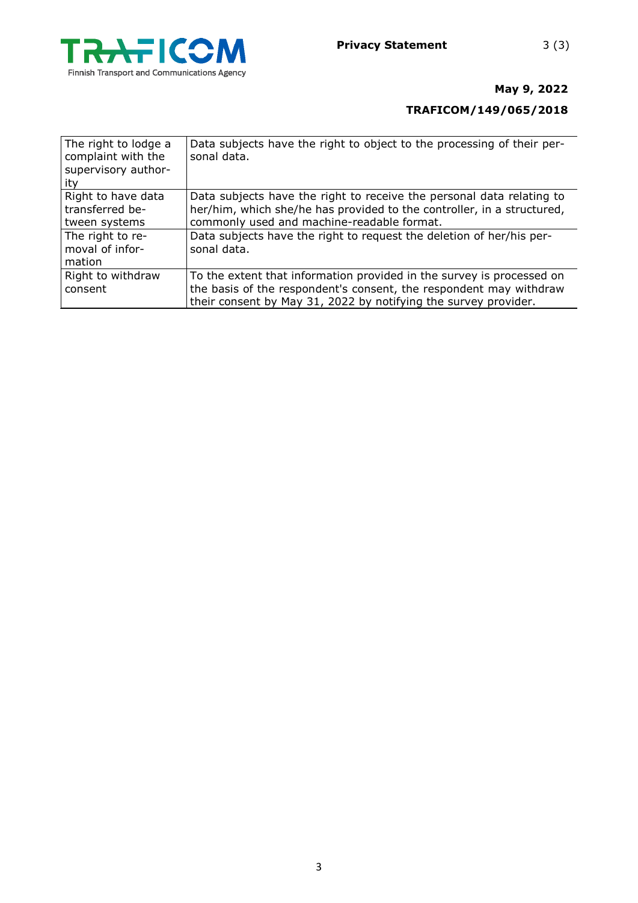May 9, 2022

TRAFICOM/149/065/2018

| | |
|---|---|
| The right to lodge a complaint with the supervisory authority | Data subjects have the right to object to the processing of their personal data. |
| Right to have data transferred between systems | Data subjects have the right to receive the personal data relating to her/him, which she/he has provided to the controller, in a structured, commonly used and machine-readable format. |
| The right to removal of information | Data subjects have the right to request the deletion of her/his personal data. |
| Right to withdraw consent | To the extent that information provided in the survey is processed on the basis of the respondent's consent, the respondent may withdraw their consent by May 31, 2022 by notifying the survey provider. |